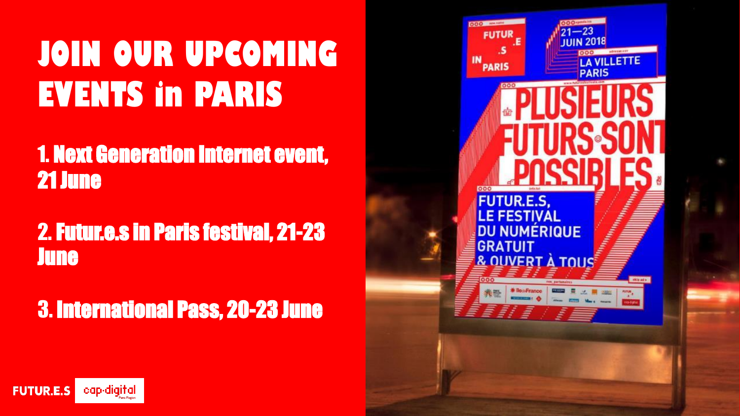# JOIN OUR UPCOMING EVENTS in PARIS

1. Next Generation Internet event, 21 June

2. Futur.e.s in Paris festival, 21-23 June

3. International Pass, 20-23 June

FUTUR.E.S cap·digital

FUTUR.E.S IN PARIS

21—23 JUIN 2018

LA VILLETTE PARIS

PLUSIEURS FUTURS SONT POSSIBLES

FUTUR.E.S, LE FESTIVAL DU NUMÉRIQUE GRATUIT & OUVERT À TOUS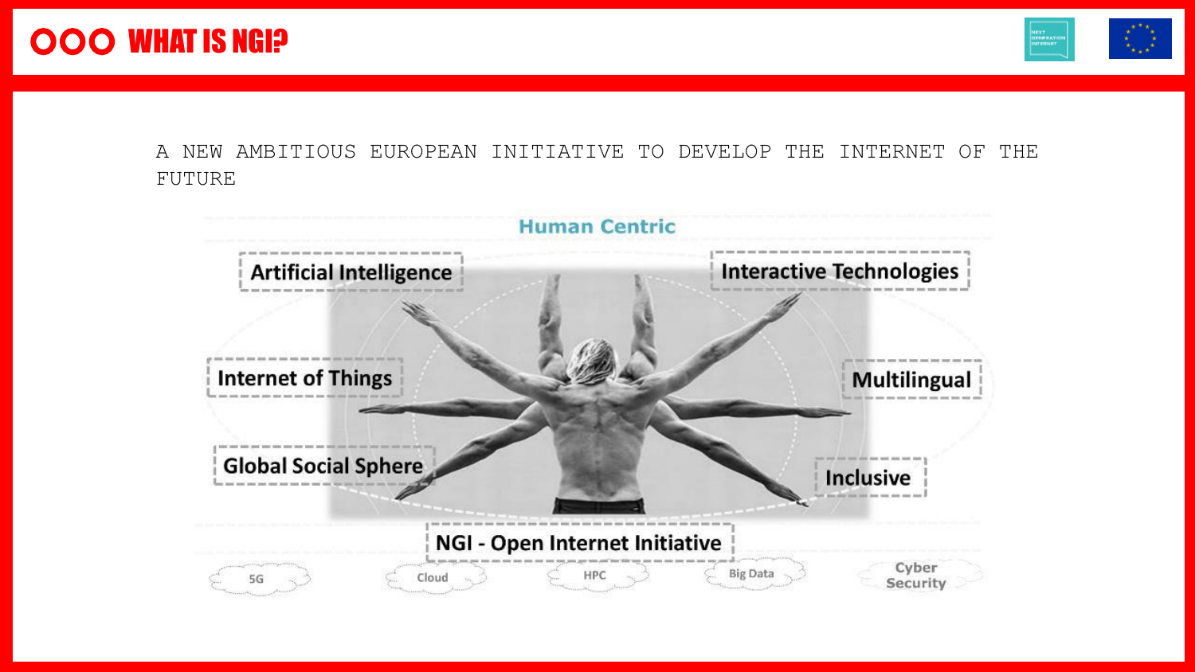# WHAT IS NGI?

A NEW AMBITIOUS EUROPEAN INITIATIVE TO DEVELOP THE INTERNET OF THE FUTURE

Human Centric

- Artificial Intelligence
- Interactive Technologies
- Internet of Things
- Multilingual
- Global Social Sphere
- Inclusive

NGI - Open Internet Initiative

5G | Cloud | HPC | Big Data | Cyber Security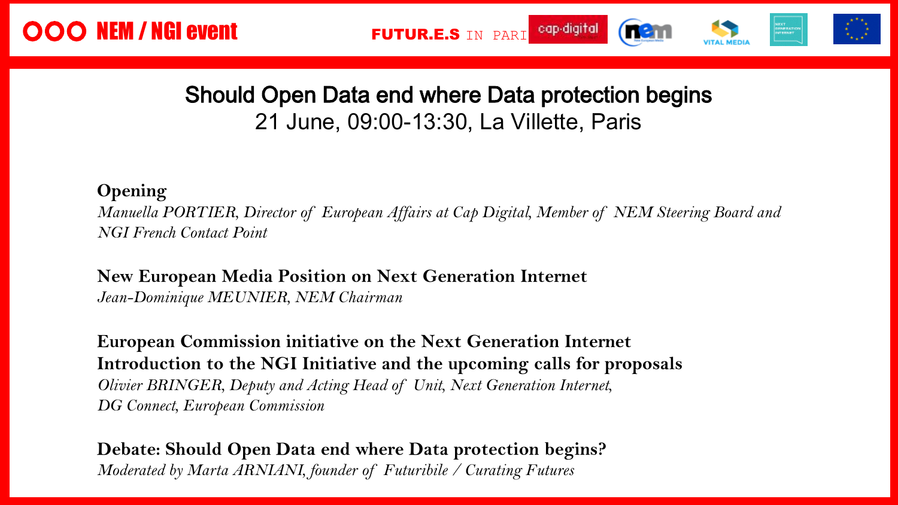# Should Open Data end where Data protection begins

21 June, 09:00-13:30, La Villette, Paris

**Opening**

*Manuella PORTIER, Director of European Affairs at Cap Digital, Member of NEM Steering Board and NGI French Contact Point*

**New European Media Position on Next Generation Internet**

*Jean-Dominique MEUNIER, NEM Chairman*

**European Commission initiative on the Next Generation Internet**
**Introduction to the NGI Initiative and the upcoming calls for proposals**

*Olivier BRINGER, Deputy and Acting Head of Unit, Next Generation Internet, DG Connect, European Commission*

**Debate: Should Open Data end where Data protection begins?**

*Moderated by Marta ARNIANI, founder of Futuribile / Curating Futures*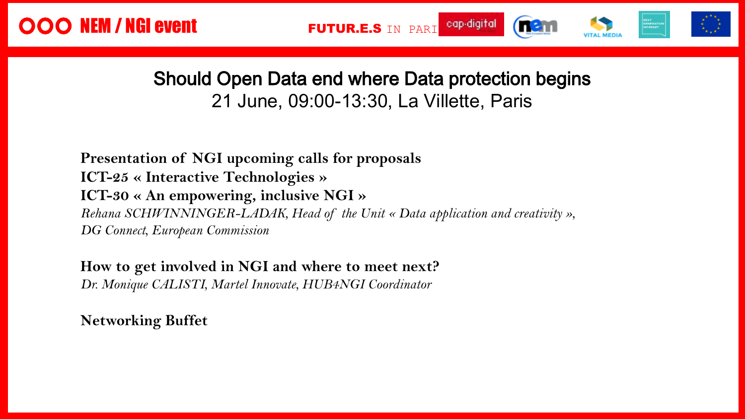OOO **NEM / NGI event**

**FUTUR.E.S** IN PARI

## Should Open Data end where Data protection begins

21 June, 09:00-13:30, La Villette, Paris

**Presentation of NGI upcoming calls for proposals**
**ICT-25 « Interactive Technologies »**
**ICT-30 « An empowering, inclusive NGI »**
*Rehana SCHWINNINGER-LADAK, Head of the Unit « Data application and creativity », DG Connect, European Commission*

**How to get involved in NGI and where to meet next?**
*Dr. Monique CALISTI, Martel Innovate, HUB4NGI Coordinator*

**Networking Buffet**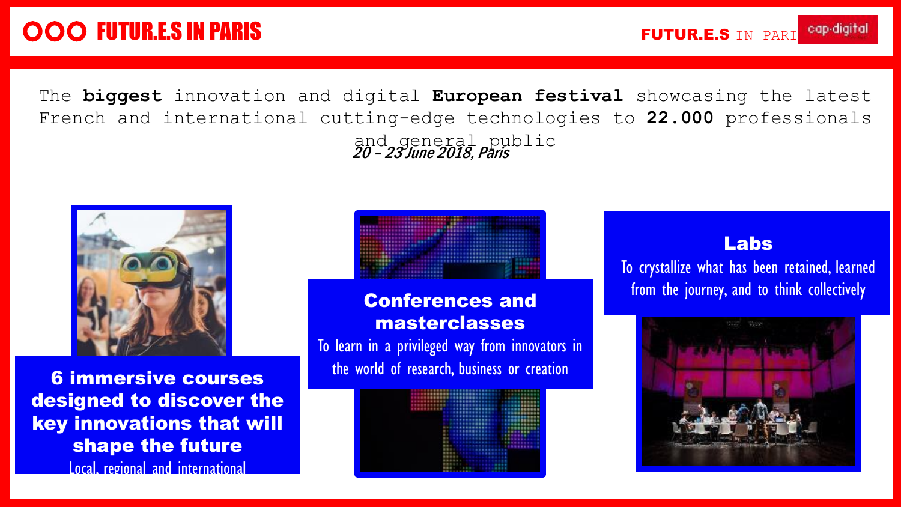# OOO FUTUR.E.S IN PARIS

The **biggest** innovation and digital **European festival** showcasing the latest French and international cutting-edge technologies to **22.000** professionals and general public

***20 – 23 June 2018, Paris***

**6 immersive courses designed to discover the key innovations that will shape the future**

Local, regional and international

**Conferences and masterclasses**

To learn in a privileged way from innovators in the world of research, business or creation

**Labs**

To crystallize what has been retained, learned from the journey, and to think collectively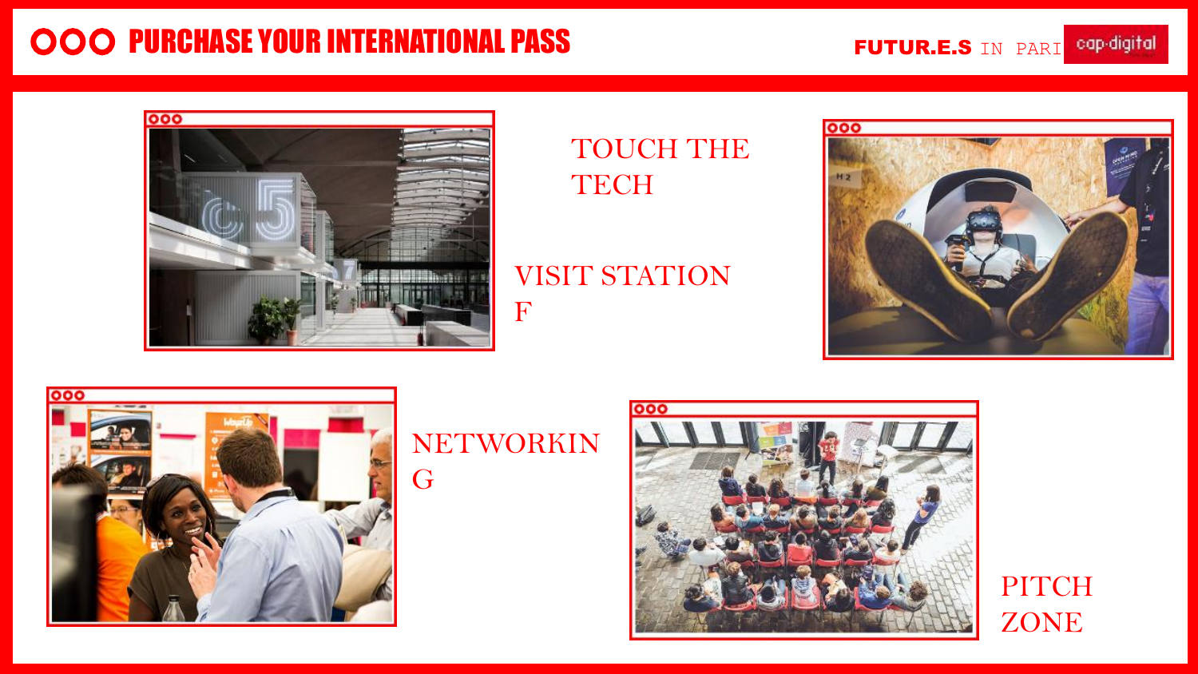# PURCHASE YOUR INTERNATIONAL PASS

TOUCH THE TECH

VISIT STATION F

NETWORKING

PITCH ZONE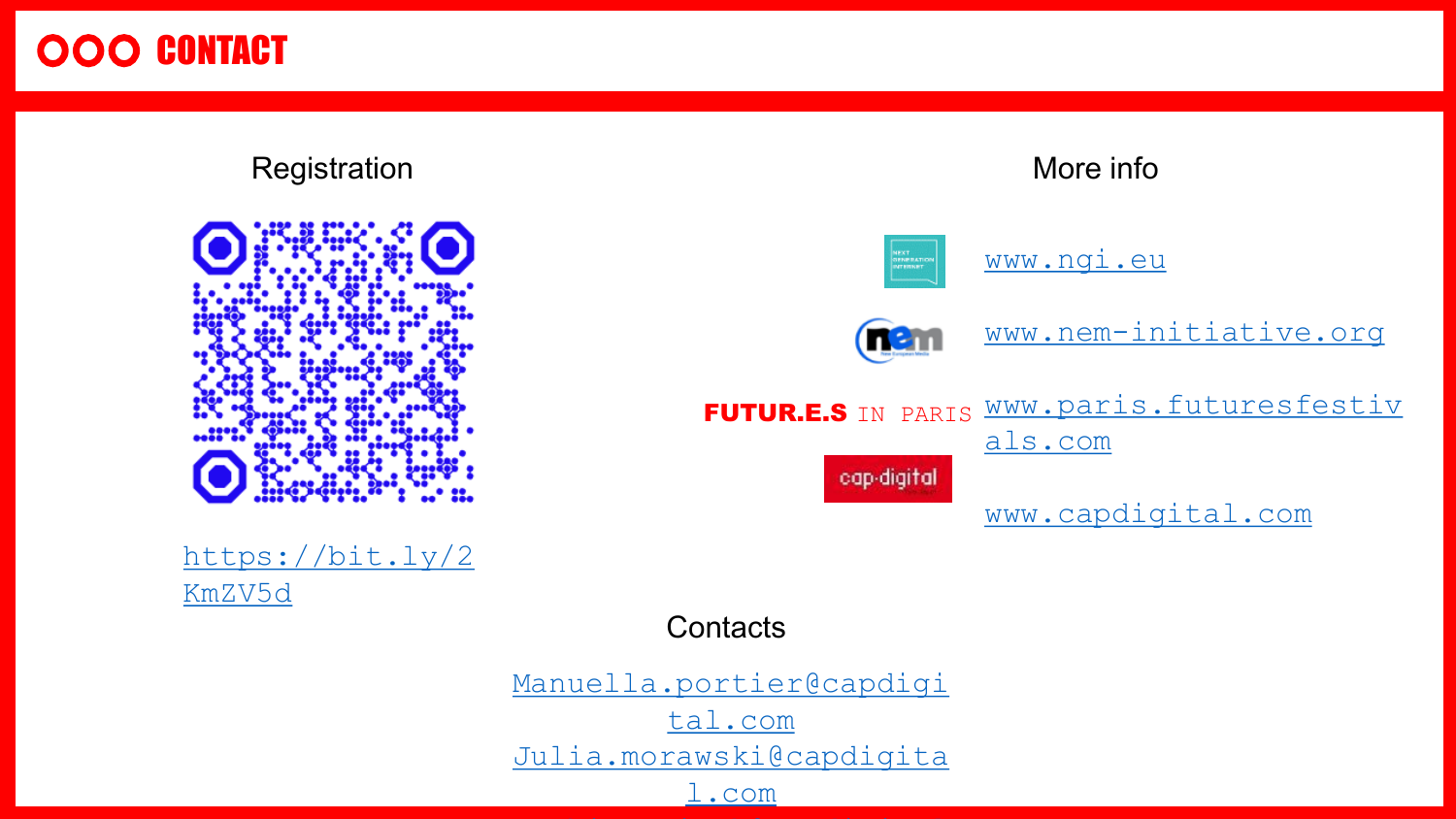# CONTACT

## Registration

https://bit.ly/2KmZV5d

## More info

www.ngi.eu

www.nem-initiative.org

FUTUR.E.S IN PARIS www.paris.futuresfestivals.com

www.capdigital.com

## Contacts

Manuella.portier@capdigital.com

Julia.morawski@capdigital.com